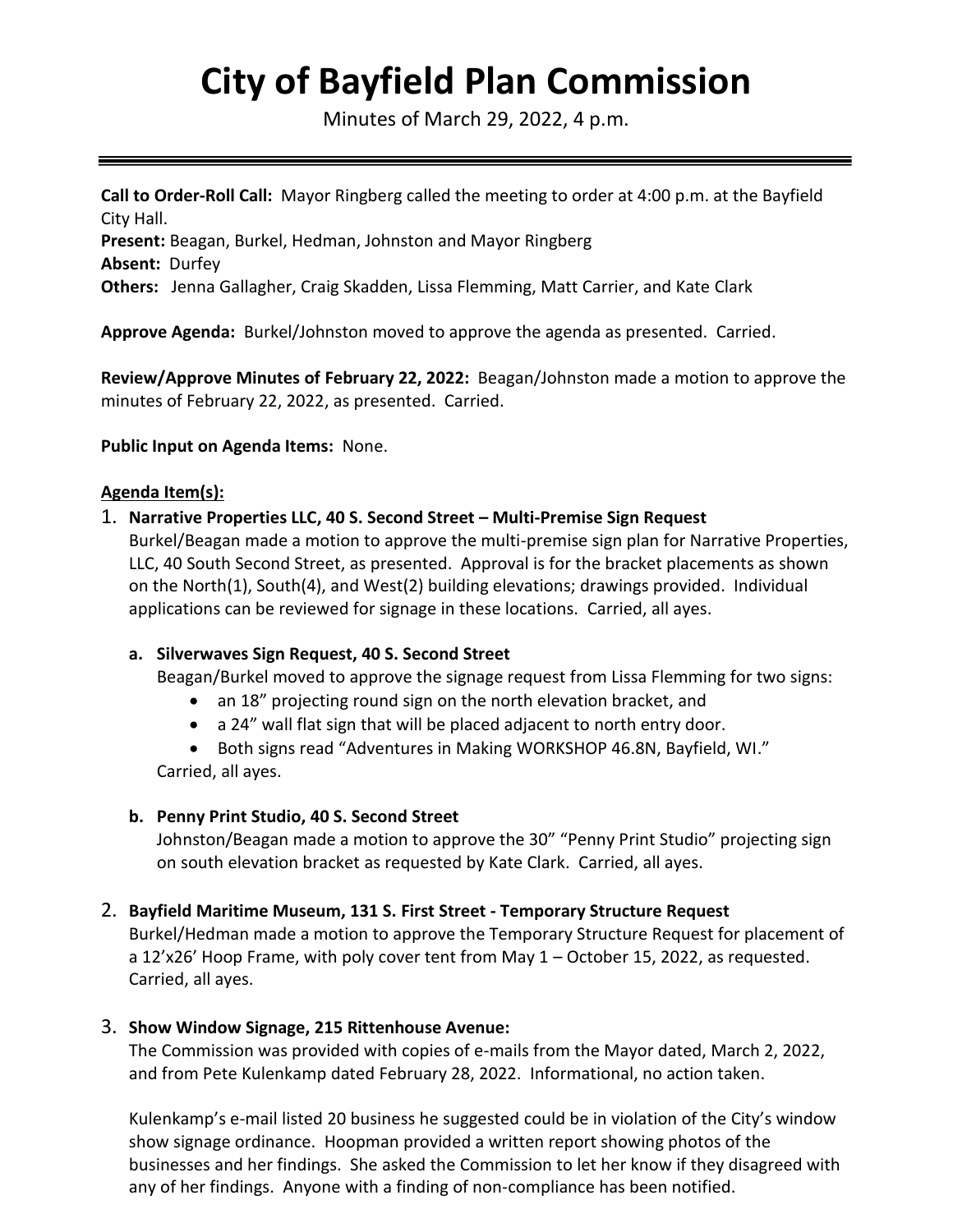# City of Bayfield Plan Commission

Minutes of March 29, 2022, 4 p.m.

**Call to Order-Roll Call:** Mayor Ringberg called the meeting to order at 4:00 p.m. at the Bayfield City Hall.
**Present:** Beagan, Burkel, Hedman, Johnston and Mayor Ringberg
**Absent:** Durfey
**Others:** Jenna Gallagher, Craig Skadden, Lissa Flemming, Matt Carrier, and Kate Clark

**Approve Agenda:** Burkel/Johnston moved to approve the agenda as presented. Carried.

**Review/Approve Minutes of February 22, 2022:** Beagan/Johnston made a motion to approve the minutes of February 22, 2022, as presented. Carried.

**Public Input on Agenda Items:** None.

**Agenda Item(s):**

1. **Narrative Properties LLC, 40 S. Second Street – Multi-Premise Sign Request**
   Burkel/Beagan made a motion to approve the multi-premise sign plan for Narrative Properties, LLC, 40 South Second Street, as presented. Approval is for the bracket placements as shown on the North(1), South(4), and West(2) building elevations; drawings provided. Individual applications can be reviewed for signage in these locations. Carried, all ayes.

   **a. Silverwaves Sign Request, 40 S. Second Street**
   Beagan/Burkel moved to approve the signage request from Lissa Flemming for two signs:
   - an 18" projecting round sign on the north elevation bracket, and
   - a 24" wall flat sign that will be placed adjacent to north entry door.
   - Both signs read "Adventures in Making WORKSHOP 46.8N, Bayfield, WI."

   Carried, all ayes.

   **b. Penny Print Studio, 40 S. Second Street**
   Johnston/Beagan made a motion to approve the 30" "Penny Print Studio" projecting sign on south elevation bracket as requested by Kate Clark. Carried, all ayes.

2. **Bayfield Maritime Museum, 131 S. First Street - Temporary Structure Request**
   Burkel/Hedman made a motion to approve the Temporary Structure Request for placement of a 12'x26' Hoop Frame, with poly cover tent from May 1 – October 15, 2022, as requested. Carried, all ayes.

3. **Show Window Signage, 215 Rittenhouse Avenue:**
   The Commission was provided with copies of e-mails from the Mayor dated, March 2, 2022, and from Pete Kulenkamp dated February 28, 2022. Informational, no action taken.

   Kulenkamp's e-mail listed 20 business he suggested could be in violation of the City's window show signage ordinance. Hoopman provided a written report showing photos of the businesses and her findings. She asked the Commission to let her know if they disagreed with any of her findings. Anyone with a finding of non-compliance has been notified.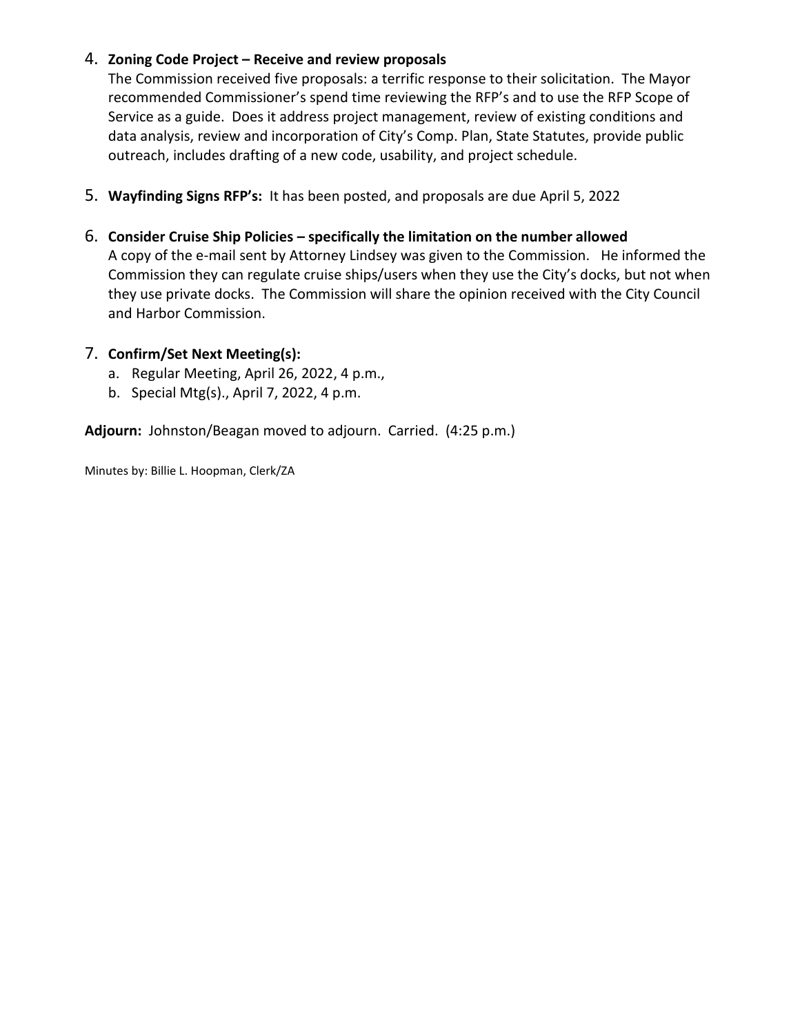4. **Zoning Code Project – Receive and review proposals**
   The Commission received five proposals: a terrific response to their solicitation. The Mayor recommended Commissioner's spend time reviewing the RFP's and to use the RFP Scope of Service as a guide. Does it address project management, review of existing conditions and data analysis, review and incorporation of City's Comp. Plan, State Statutes, provide public outreach, includes drafting of a new code, usability, and project schedule.

5. **Wayfinding Signs RFP's:** It has been posted, and proposals are due April 5, 2022

6. **Consider Cruise Ship Policies – specifically the limitation on the number allowed**
   A copy of the e-mail sent by Attorney Lindsey was given to the Commission. He informed the Commission they can regulate cruise ships/users when they use the City's docks, but not when they use private docks. The Commission will share the opinion received with the City Council and Harbor Commission.

7. **Confirm/Set Next Meeting(s):**
   a. Regular Meeting, April 26, 2022, 4 p.m.,
   b. Special Mtg(s)., April 7, 2022, 4 p.m.

**Adjourn:** Johnston/Beagan moved to adjourn. Carried. (4:25 p.m.)

Minutes by: Billie L. Hoopman, Clerk/ZA